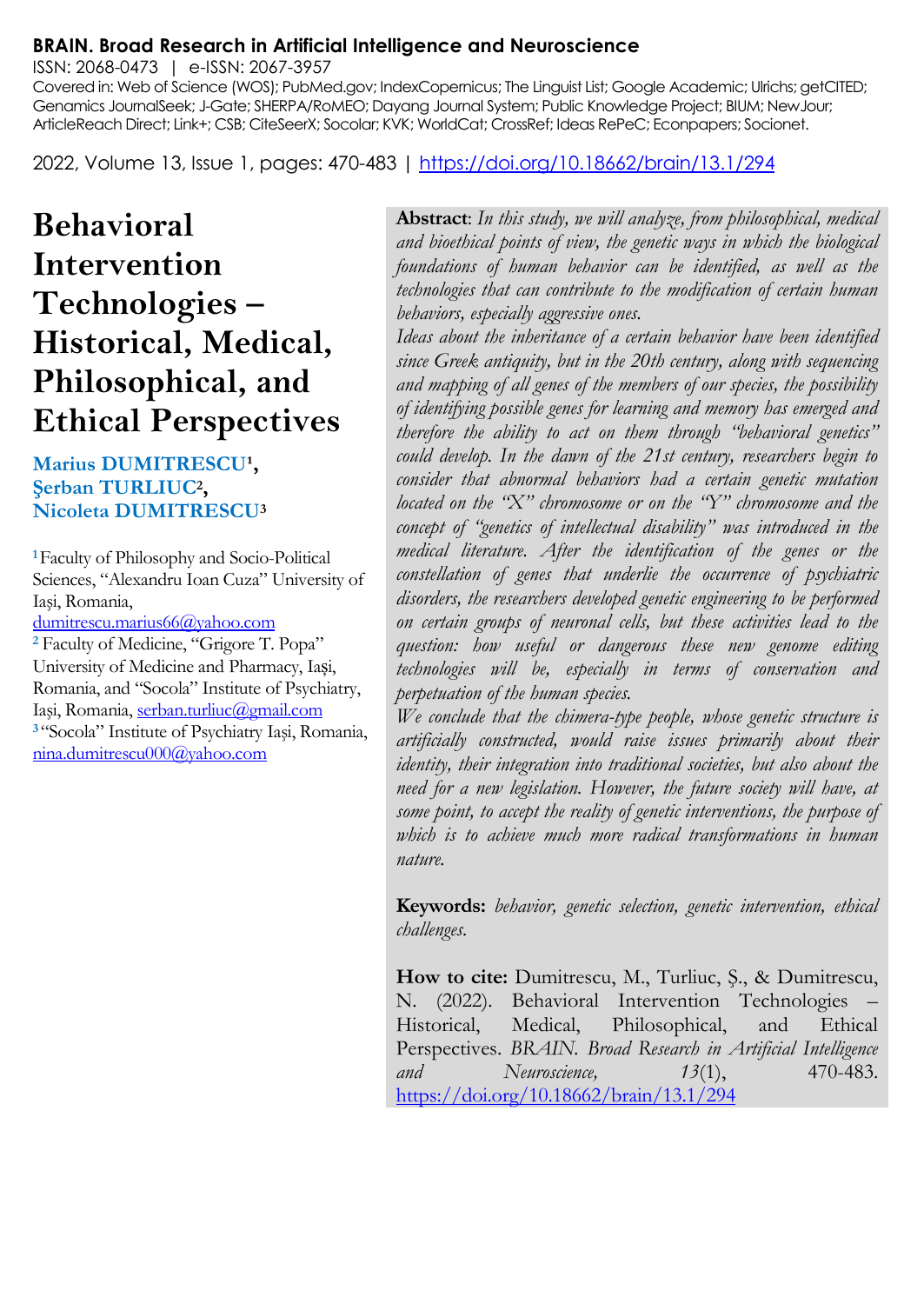**BRAIN. Broad Research in Artificial Intelligence and Neuroscience**

ISSN: 2068-0473 | e-ISSN: 2067-3957

Covered in: Web of Science (WOS); PubMed.gov; IndexCopernicus; The Linguist List; Google Academic; Ulrichs; getCITED; Genamics JournalSeek; J-Gate; SHERPA/RoMEO; Dayang Journal System; Public Knowledge Project; BIUM; NewJour; ArticleReach Direct; Link+; CSB; CiteSeerX; Socolar; KVK; WorldCat; CrossRef; Ideas RePeC; Econpapers; Socionet.

2022, Volume 13, Issue 1, pages: 470-483 | https://doi.org/10.18662/brain/13.1/294

# Behavioral Intervention Technologies – Historical, Medical, Philosophical, and Ethical Perspectives

**Marius DUMITRESCU[1], Şerban TURLIUC[2], Nicoleta DUMITRESCU[3]**

[1] Faculty of Philosophy and Socio-Political Sciences, "Alexandru Ioan Cuza" University of Iași, Romania, dumitrescu.marius66@yahoo.com

[2] Faculty of Medicine, "Grigore T. Popa" University of Medicine and Pharmacy, Iași, Romania, and "Socola" Institute of Psychiatry, Iași, Romania, serban.turliuc@gmail.com

[3] "Socola" Institute of Psychiatry Iași, Romania, nina.dumitrescu000@yahoo.com

**Abstract**: *In this study, we will analyze, from philosophical, medical and bioethical points of view, the genetic ways in which the biological foundations of human behavior can be identified, as well as the technologies that can contribute to the modification of certain human behaviors, especially aggressive ones.*

*Ideas about the inheritance of a certain behavior have been identified since Greek antiquity, but in the 20th century, along with sequencing and mapping of all genes of the members of our species, the possibility of identifying possible genes for learning and memory has emerged and therefore the ability to act on them through "behavioral genetics" could develop. In the dawn of the 21st century, researchers begin to consider that abnormal behaviors had a certain genetic mutation located on the "X" chromosome or on the "Y" chromosome and the concept of "genetics of intellectual disability" was introduced in the medical literature. After the identification of the genes or the constellation of genes that underlie the occurrence of psychiatric disorders, the researchers developed genetic engineering to be performed on certain groups of neuronal cells, but these activities lead to the question: how useful or dangerous these new genome editing technologies will be, especially in terms of conservation and perpetuation of the human species.*

*We conclude that the chimera-type people, whose genetic structure is artificially constructed, would raise issues primarily about their identity, their integration into traditional societies, but also about the need for a new legislation. However, the future society will have, at some point, to accept the reality of genetic interventions, the purpose of which is to achieve much more radical transformations in human nature.*

**Keywords:** *behavior, genetic selection, genetic intervention, ethical challenges.*

**How to cite:** Dumitrescu, M., Turliuc, Ș., & Dumitrescu, N. (2022). Behavioral Intervention Technologies – Historical, Medical, Philosophical, and Ethical Perspectives. *BRAIN. Broad Research in Artificial Intelligence and Neuroscience, 13*(1), 470-483. https://doi.org/10.18662/brain/13.1/294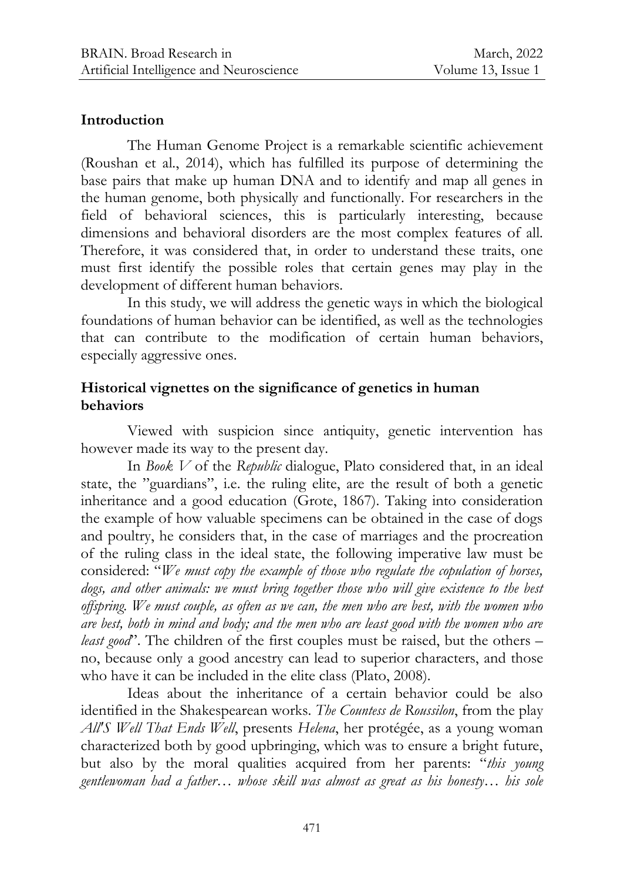## Introduction

The Human Genome Project is a remarkable scientific achievement (Roushan et al., 2014), which has fulfilled its purpose of determining the base pairs that make up human DNA and to identify and map all genes in the human genome, both physically and functionally. For researchers in the field of behavioral sciences, this is particularly interesting, because dimensions and behavioral disorders are the most complex features of all. Therefore, it was considered that, in order to understand these traits, one must first identify the possible roles that certain genes may play in the development of different human behaviors.

In this study, we will address the genetic ways in which the biological foundations of human behavior can be identified, as well as the technologies that can contribute to the modification of certain human behaviors, especially aggressive ones.

## Historical vignettes on the significance of genetics in human behaviors

Viewed with suspicion since antiquity, genetic intervention has however made its way to the present day.

In *Book V* of the *Republic* dialogue, Plato considered that, in an ideal state, the "guardians", i.e. the ruling elite, are the result of both a genetic inheritance and a good education (Grote, 1867). Taking into consideration the example of how valuable specimens can be obtained in the case of dogs and poultry, he considers that, in the case of marriages and the procreation of the ruling class in the ideal state, the following imperative law must be considered: "*We must copy the example of those who regulate the copulation of horses, dogs, and other animals: we must bring together those who will give existence to the best offspring. We must couple, as often as we can, the men who are best, with the women who are best, both in mind and body; and the men who are least good with the women who are least good*". The children of the first couples must be raised, but the others – no, because only a good ancestry can lead to superior characters, and those who have it can be included in the elite class (Plato, 2008).

Ideas about the inheritance of a certain behavior could be also identified in the Shakespearean works. *The Countess de Roussilon*, from the play *All'S Well That Ends Well*, presents *Helena*, her protégée, as a young woman characterized both by good upbringing, which was to ensure a bright future, but also by the moral qualities acquired from her parents: "*this young gentlewoman had a father… whose skill was almost as great as his honesty… his sole*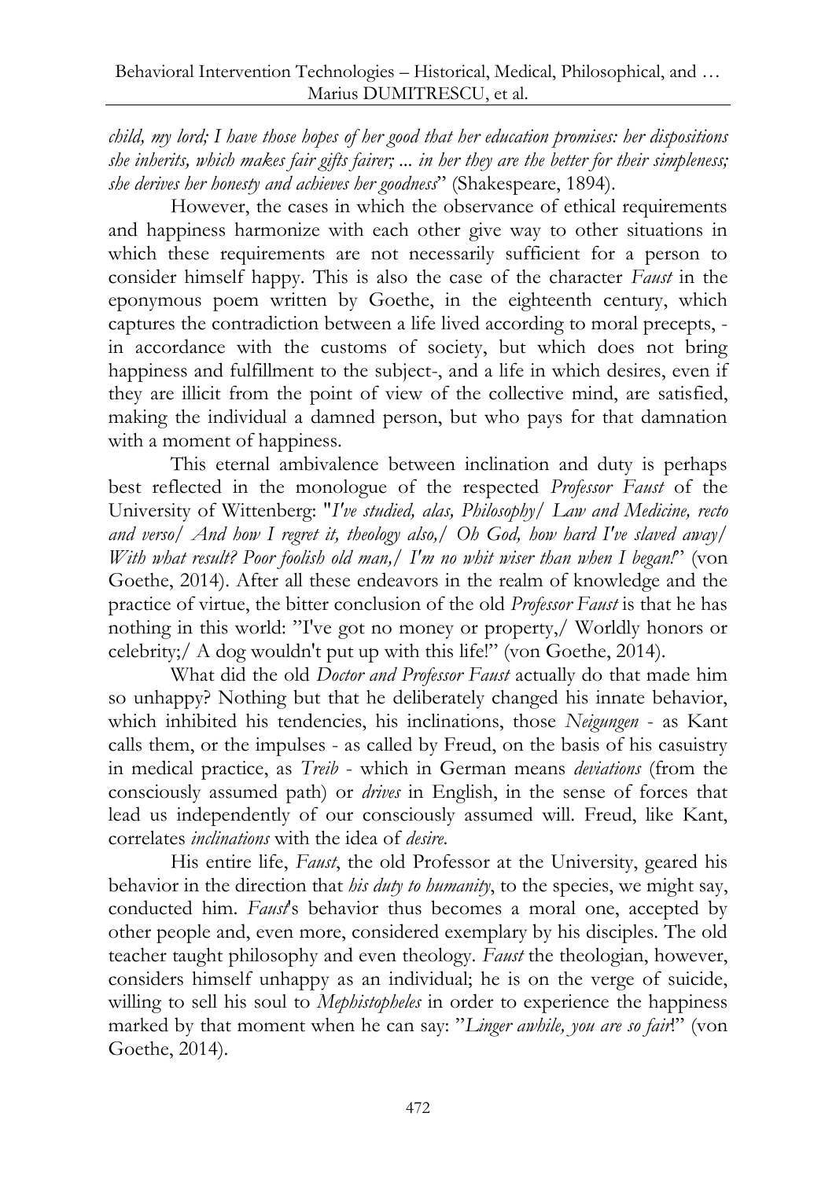*child, my lord; I have those hopes of her good that her education promises: her dispositions she inherits, which makes fair gifts fairer; ... in her they are the better for their simpleness; she derives her honesty and achieves her goodness*" (Shakespeare, 1894).

However, the cases in which the observance of ethical requirements and happiness harmonize with each other give way to other situations in which these requirements are not necessarily sufficient for a person to consider himself happy. This is also the case of the character *Faust* in the eponymous poem written by Goethe, in the eighteenth century, which captures the contradiction between a life lived according to moral precepts, - in accordance with the customs of society, but which does not bring happiness and fulfillment to the subject-, and a life in which desires, even if they are illicit from the point of view of the collective mind, are satisfied, making the individual a damned person, but who pays for that damnation with a moment of happiness.

This eternal ambivalence between inclination and duty is perhaps best reflected in the monologue of the respected *Professor Faust* of the University of Wittenberg: "*I've studied, alas, Philosophy/ Law and Medicine, recto and verso/ And how I regret it, theology also,/ Oh God, how hard I've slaved away/ With what result? Poor foolish old man,/ I'm no whit wiser than when I began!*" (von Goethe, 2014). After all these endeavors in the realm of knowledge and the practice of virtue, the bitter conclusion of the old *Professor Faust* is that he has nothing in this world: "I've got no money or property,/ Worldly honors or celebrity;/ A dog wouldn't put up with this life!" (von Goethe, 2014).

What did the old *Doctor and Professor Faust* actually do that made him so unhappy? Nothing but that he deliberately changed his innate behavior, which inhibited his tendencies, his inclinations, those *Neigungen* - as Kant calls them, or the impulses - as called by Freud, on the basis of his casuistry in medical practice, as *Treib* - which in German means *deviations* (from the consciously assumed path) or *drives* in English, in the sense of forces that lead us independently of our consciously assumed will. Freud, like Kant, correlates *inclinations* with the idea of *desire*.

His entire life, *Faust*, the old Professor at the University, geared his behavior in the direction that *his duty to humanity*, to the species, we might say, conducted him. *Faust*'s behavior thus becomes a moral one, accepted by other people and, even more, considered exemplary by his disciples. The old teacher taught philosophy and even theology. *Faust* the theologian, however, considers himself unhappy as an individual; he is on the verge of suicide, willing to sell his soul to *Mephistopheles* in order to experience the happiness marked by that moment when he can say: "*Linger awhile, you are so fair*!" (von Goethe, 2014).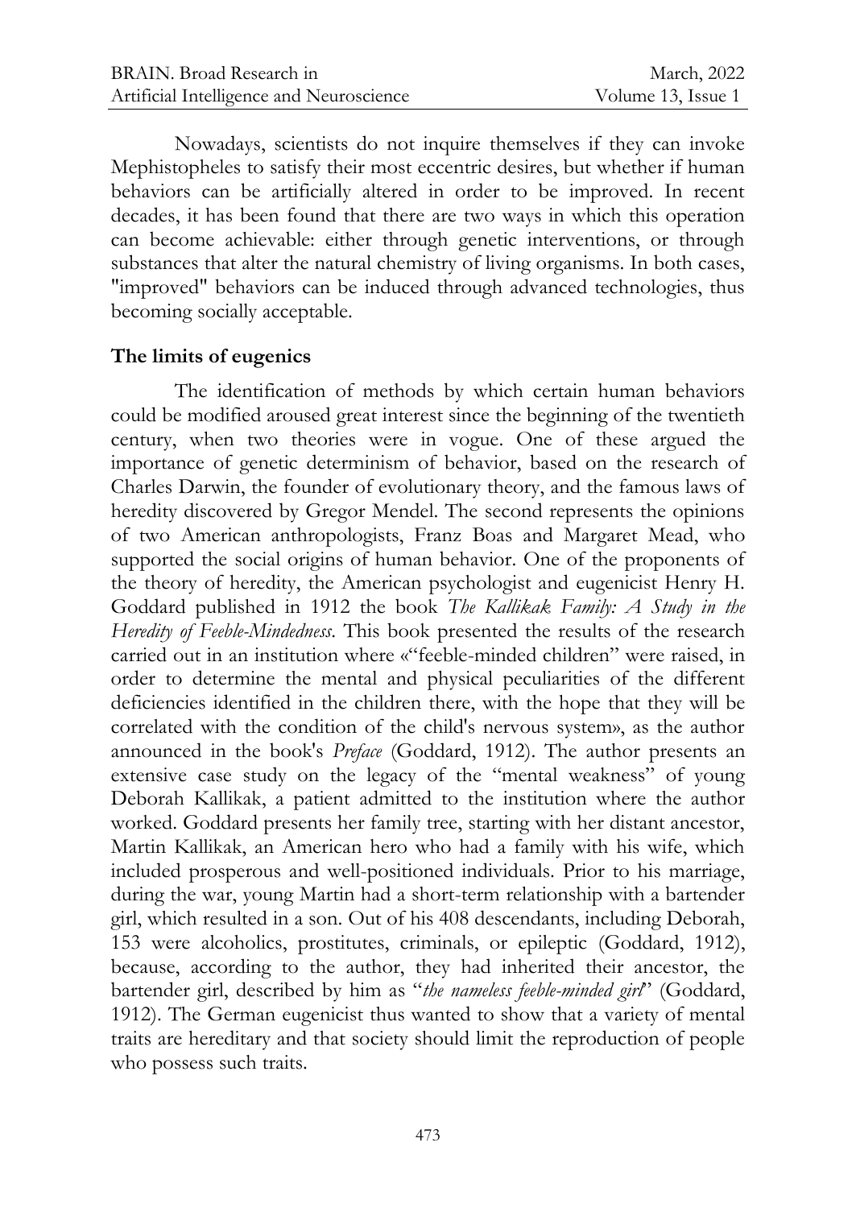Nowadays, scientists do not inquire themselves if they can invoke Mephistopheles to satisfy their most eccentric desires, but whether if human behaviors can be artificially altered in order to be improved. In recent decades, it has been found that there are two ways in which this operation can become achievable: either through genetic interventions, or through substances that alter the natural chemistry of living organisms. In both cases, "improved" behaviors can be induced through advanced technologies, thus becoming socially acceptable.

## The limits of eugenics

The identification of methods by which certain human behaviors could be modified aroused great interest since the beginning of the twentieth century, when two theories were in vogue. One of these argued the importance of genetic determinism of behavior, based on the research of Charles Darwin, the founder of evolutionary theory, and the famous laws of heredity discovered by Gregor Mendel. The second represents the opinions of two American anthropologists, Franz Boas and Margaret Mead, who supported the social origins of human behavior. One of the proponents of the theory of heredity, the American psychologist and eugenicist Henry H. Goddard published in 1912 the book *The Kallikak Family: A Study in the Heredity of Feeble-Mindedness*. This book presented the results of the research carried out in an institution where «"feeble-minded children" were raised, in order to determine the mental and physical peculiarities of the different deficiencies identified in the children there, with the hope that they will be correlated with the condition of the child's nervous system», as the author announced in the book's *Preface* (Goddard, 1912). The author presents an extensive case study on the legacy of the "mental weakness" of young Deborah Kallikak, a patient admitted to the institution where the author worked. Goddard presents her family tree, starting with her distant ancestor, Martin Kallikak, an American hero who had a family with his wife, which included prosperous and well-positioned individuals. Prior to his marriage, during the war, young Martin had a short-term relationship with a bartender girl, which resulted in a son. Out of his 408 descendants, including Deborah, 153 were alcoholics, prostitutes, criminals, or epileptic (Goddard, 1912), because, according to the author, they had inherited their ancestor, the bartender girl, described by him as "*the nameless feeble-minded girl*" (Goddard, 1912). The German eugenicist thus wanted to show that a variety of mental traits are hereditary and that society should limit the reproduction of people who possess such traits.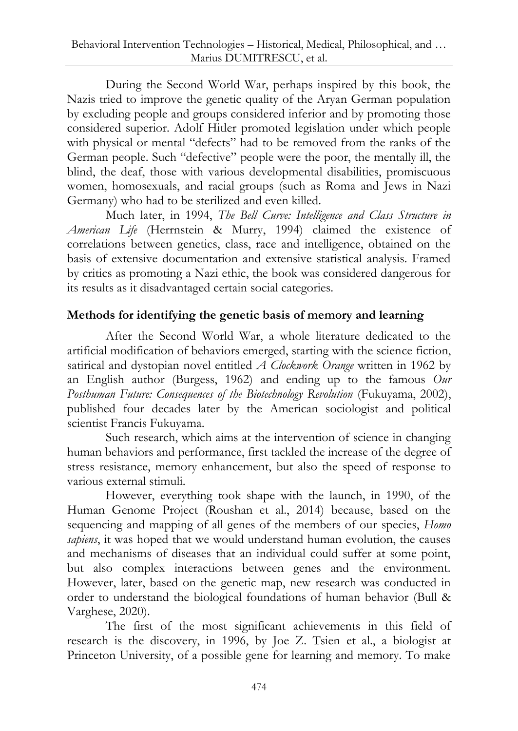During the Second World War, perhaps inspired by this book, the Nazis tried to improve the genetic quality of the Aryan German population by excluding people and groups considered inferior and by promoting those considered superior. Adolf Hitler promoted legislation under which people with physical or mental "defects" had to be removed from the ranks of the German people. Such "defective" people were the poor, the mentally ill, the blind, the deaf, those with various developmental disabilities, promiscuous women, homosexuals, and racial groups (such as Roma and Jews in Nazi Germany) who had to be sterilized and even killed.

Much later, in 1994, *The Bell Curve: Intelligence and Class Structure in American Life* (Herrnstein & Murry, 1994) claimed the existence of correlations between genetics, class, race and intelligence, obtained on the basis of extensive documentation and extensive statistical analysis. Framed by critics as promoting a Nazi ethic, the book was considered dangerous for its results as it disadvantaged certain social categories.

## Methods for identifying the genetic basis of memory and learning

After the Second World War, a whole literature dedicated to the artificial modification of behaviors emerged, starting with the science fiction, satirical and dystopian novel entitled *A Clockwork Orange* written in 1962 by an English author (Burgess, 1962) and ending up to the famous *Our Posthuman Future: Consequences of the Biotechnology Revolution* (Fukuyama, 2002), published four decades later by the American sociologist and political scientist Francis Fukuyama.

Such research, which aims at the intervention of science in changing human behaviors and performance, first tackled the increase of the degree of stress resistance, memory enhancement, but also the speed of response to various external stimuli.

However, everything took shape with the launch, in 1990, of the Human Genome Project (Roushan et al., 2014) because, based on the sequencing and mapping of all genes of the members of our species, *Homo sapiens*, it was hoped that we would understand human evolution, the causes and mechanisms of diseases that an individual could suffer at some point, but also complex interactions between genes and the environment. However, later, based on the genetic map, new research was conducted in order to understand the biological foundations of human behavior (Bull & Varghese, 2020).

The first of the most significant achievements in this field of research is the discovery, in 1996, by Joe Z. Tsien et al., a biologist at Princeton University, of a possible gene for learning and memory. To make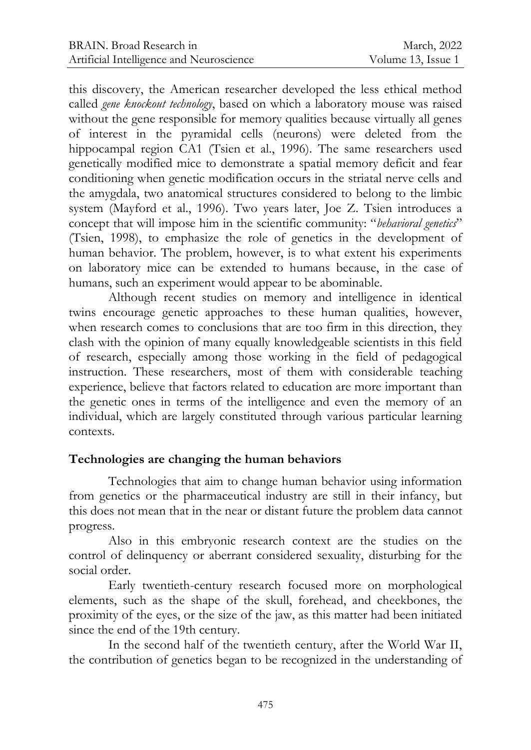this discovery, the American researcher developed the less ethical method called *gene knockout technology*, based on which a laboratory mouse was raised without the gene responsible for memory qualities because virtually all genes of interest in the pyramidal cells (neurons) were deleted from the hippocampal region CA1 (Tsien et al., 1996). The same researchers used genetically modified mice to demonstrate a spatial memory deficit and fear conditioning when genetic modification occurs in the striatal nerve cells and the amygdala, two anatomical structures considered to belong to the limbic system (Mayford et al., 1996). Two years later, Joe Z. Tsien introduces a concept that will impose him in the scientific community: "*behavioral genetics*" (Tsien, 1998), to emphasize the role of genetics in the development of human behavior. The problem, however, is to what extent his experiments on laboratory mice can be extended to humans because, in the case of humans, such an experiment would appear to be abominable.

Although recent studies on memory and intelligence in identical twins encourage genetic approaches to these human qualities, however, when research comes to conclusions that are too firm in this direction, they clash with the opinion of many equally knowledgeable scientists in this field of research, especially among those working in the field of pedagogical instruction. These researchers, most of them with considerable teaching experience, believe that factors related to education are more important than the genetic ones in terms of the intelligence and even the memory of an individual, which are largely constituted through various particular learning contexts.

## Technologies are changing the human behaviors

Technologies that aim to change human behavior using information from genetics or the pharmaceutical industry are still in their infancy, but this does not mean that in the near or distant future the problem data cannot progress.

Also in this embryonic research context are the studies on the control of delinquency or aberrant considered sexuality, disturbing for the social order.

Early twentieth-century research focused more on morphological elements, such as the shape of the skull, forehead, and cheekbones, the proximity of the eyes, or the size of the jaw, as this matter had been initiated since the end of the 19th century.

In the second half of the twentieth century, after the World War II, the contribution of genetics began to be recognized in the understanding of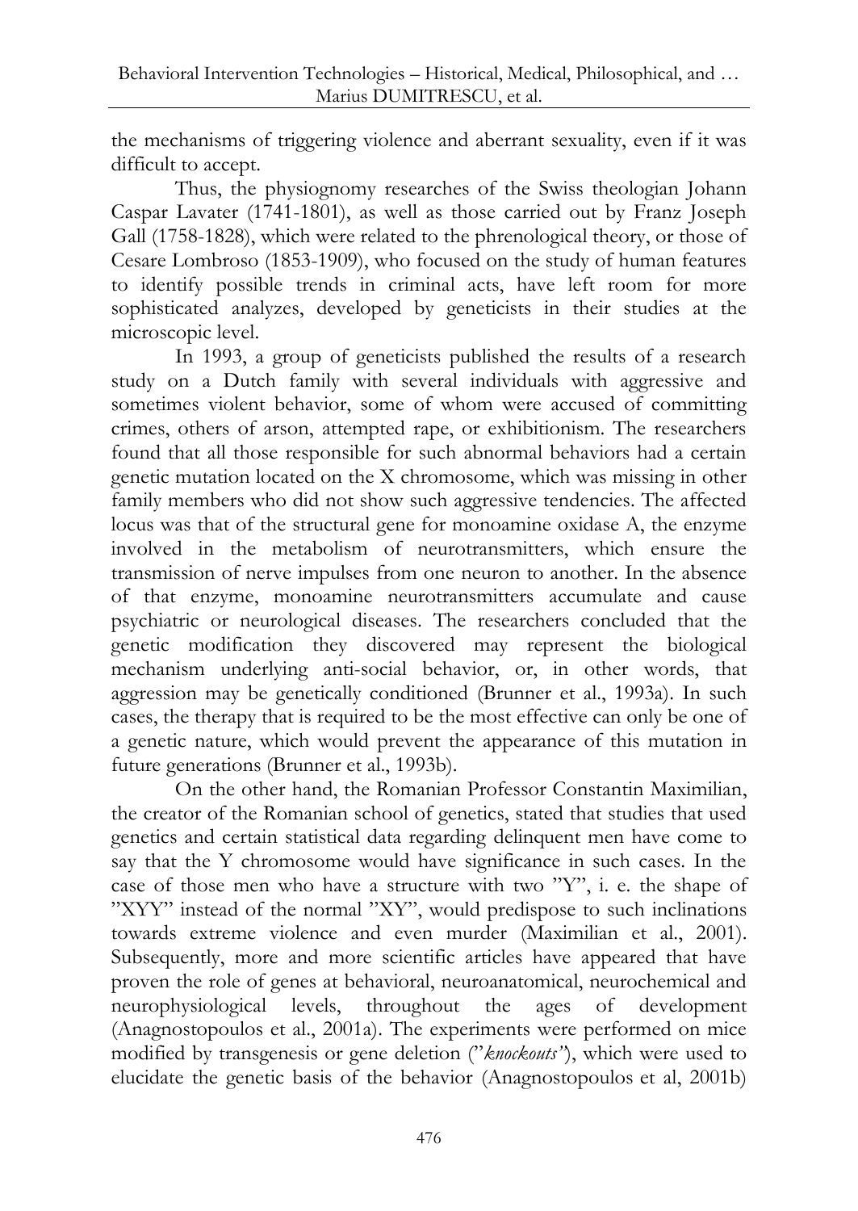the mechanisms of triggering violence and aberrant sexuality, even if it was difficult to accept.

Thus, the physiognomy researches of the Swiss theologian Johann Caspar Lavater (1741-1801), as well as those carried out by Franz Joseph Gall (1758-1828), which were related to the phrenological theory, or those of Cesare Lombroso (1853-1909), who focused on the study of human features to identify possible trends in criminal acts, have left room for more sophisticated analyzes, developed by geneticists in their studies at the microscopic level.

In 1993, a group of geneticists published the results of a research study on a Dutch family with several individuals with aggressive and sometimes violent behavior, some of whom were accused of committing crimes, others of arson, attempted rape, or exhibitionism. The researchers found that all those responsible for such abnormal behaviors had a certain genetic mutation located on the X chromosome, which was missing in other family members who did not show such aggressive tendencies. The affected locus was that of the structural gene for monoamine oxidase A, the enzyme involved in the metabolism of neurotransmitters, which ensure the transmission of nerve impulses from one neuron to another. In the absence of that enzyme, monoamine neurotransmitters accumulate and cause psychiatric or neurological diseases. The researchers concluded that the genetic modification they discovered may represent the biological mechanism underlying anti-social behavior, or, in other words, that aggression may be genetically conditioned (Brunner et al., 1993a). In such cases, the therapy that is required to be the most effective can only be one of a genetic nature, which would prevent the appearance of this mutation in future generations (Brunner et al., 1993b).

On the other hand, the Romanian Professor Constantin Maximilian, the creator of the Romanian school of genetics, stated that studies that used genetics and certain statistical data regarding delinquent men have come to say that the Y chromosome would have significance in such cases. In the case of those men who have a structure with two "Y", i. e. the shape of "XYY" instead of the normal "XY", would predispose to such inclinations towards extreme violence and even murder (Maximilian et al., 2001). Subsequently, more and more scientific articles have appeared that have proven the role of genes at behavioral, neuroanatomical, neurochemical and neurophysiological levels, throughout the ages of development (Anagnostopoulos et al., 2001a). The experiments were performed on mice modified by transgenesis or gene deletion ("*knockouts*"), which were used to elucidate the genetic basis of the behavior (Anagnostopoulos et al, 2001b)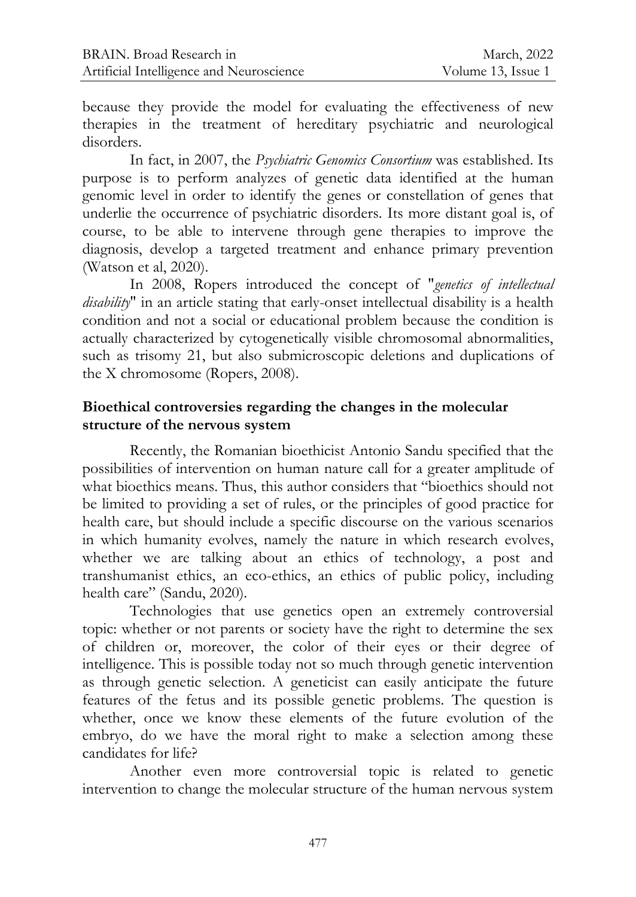because they provide the model for evaluating the effectiveness of new therapies in the treatment of hereditary psychiatric and neurological disorders.

In fact, in 2007, the *Psychiatric Genomics Consortium* was established. Its purpose is to perform analyzes of genetic data identified at the human genomic level in order to identify the genes or constellation of genes that underlie the occurrence of psychiatric disorders. Its more distant goal is, of course, to be able to intervene through gene therapies to improve the diagnosis, develop a targeted treatment and enhance primary prevention (Watson et al, 2020).

In 2008, Ropers introduced the concept of "*genetics of intellectual disability*" in an article stating that early-onset intellectual disability is a health condition and not a social or educational problem because the condition is actually characterized by cytogenetically visible chromosomal abnormalities, such as trisomy 21, but also submicroscopic deletions and duplications of the X chromosome (Ropers, 2008).

## Bioethical controversies regarding the changes in the molecular structure of the nervous system

Recently, the Romanian bioethicist Antonio Sandu specified that the possibilities of intervention on human nature call for a greater amplitude of what bioethics means. Thus, this author considers that "bioethics should not be limited to providing a set of rules, or the principles of good practice for health care, but should include a specific discourse on the various scenarios in which humanity evolves, namely the nature in which research evolves, whether we are talking about an ethics of technology, a post and transhumanist ethics, an eco-ethics, an ethics of public policy, including health care" (Sandu, 2020).

Technologies that use genetics open an extremely controversial topic: whether or not parents or society have the right to determine the sex of children or, moreover, the color of their eyes or their degree of intelligence. This is possible today not so much through genetic intervention as through genetic selection. A geneticist can easily anticipate the future features of the fetus and its possible genetic problems. The question is whether, once we know these elements of the future evolution of the embryo, do we have the moral right to make a selection among these candidates for life?

Another even more controversial topic is related to genetic intervention to change the molecular structure of the human nervous system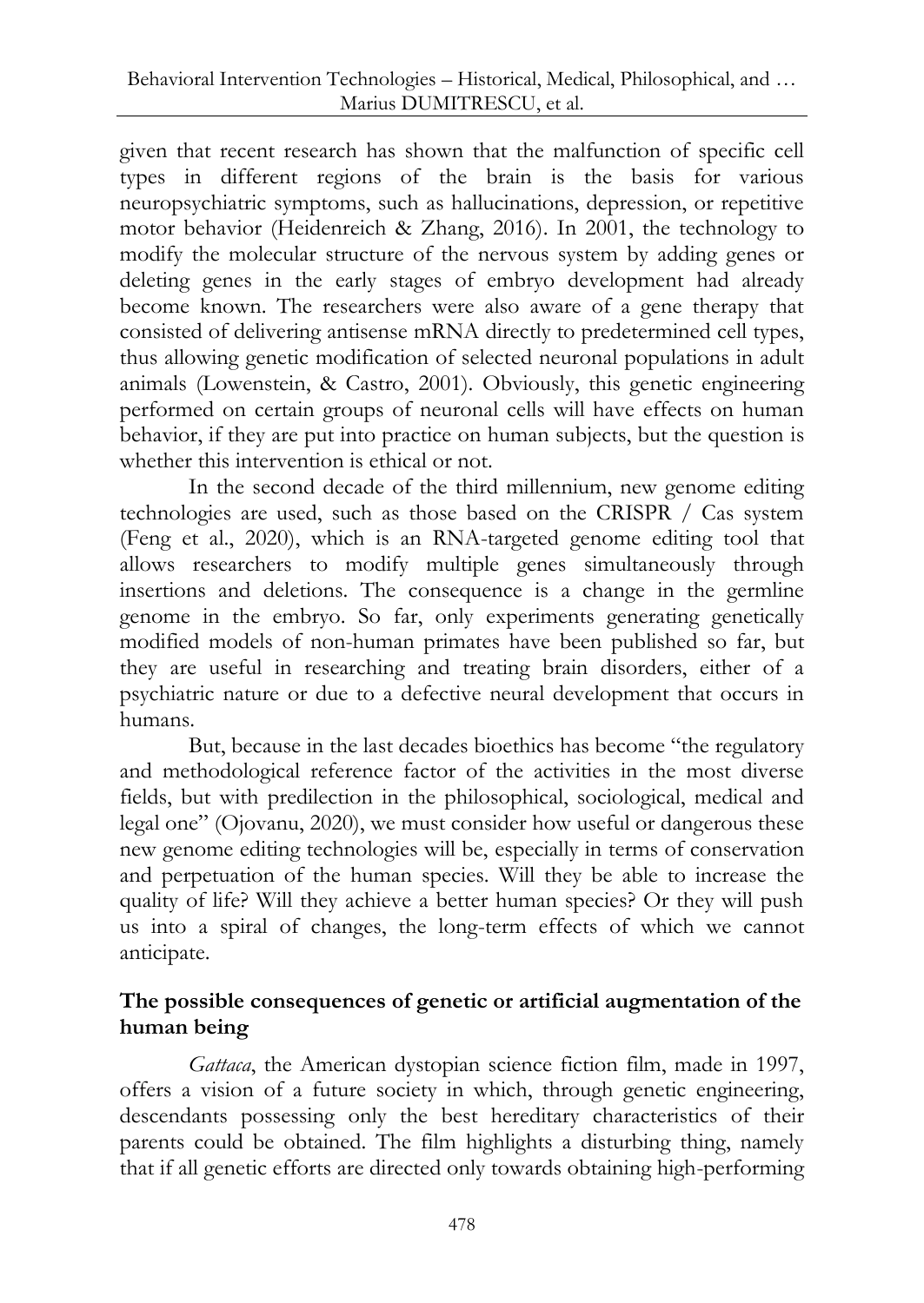given that recent research has shown that the malfunction of specific cell types in different regions of the brain is the basis for various neuropsychiatric symptoms, such as hallucinations, depression, or repetitive motor behavior (Heidenreich & Zhang, 2016). In 2001, the technology to modify the molecular structure of the nervous system by adding genes or deleting genes in the early stages of embryo development had already become known. The researchers were also aware of a gene therapy that consisted of delivering antisense mRNA directly to predetermined cell types, thus allowing genetic modification of selected neuronal populations in adult animals (Lowenstein, & Castro, 2001). Obviously, this genetic engineering performed on certain groups of neuronal cells will have effects on human behavior, if they are put into practice on human subjects, but the question is whether this intervention is ethical or not.

In the second decade of the third millennium, new genome editing technologies are used, such as those based on the CRISPR / Cas system (Feng et al., 2020), which is an RNA-targeted genome editing tool that allows researchers to modify multiple genes simultaneously through insertions and deletions. The consequence is a change in the germline genome in the embryo. So far, only experiments generating genetically modified models of non-human primates have been published so far, but they are useful in researching and treating brain disorders, either of a psychiatric nature or due to a defective neural development that occurs in humans.

But, because in the last decades bioethics has become "the regulatory and methodological reference factor of the activities in the most diverse fields, but with predilection in the philosophical, sociological, medical and legal one" (Ojovanu, 2020), we must consider how useful or dangerous these new genome editing technologies will be, especially in terms of conservation and perpetuation of the human species. Will they be able to increase the quality of life? Will they achieve a better human species? Or they will push us into a spiral of changes, the long-term effects of which we cannot anticipate.

## The possible consequences of genetic or artificial augmentation of the human being

*Gattaca*, the American dystopian science fiction film, made in 1997, offers a vision of a future society in which, through genetic engineering, descendants possessing only the best hereditary characteristics of their parents could be obtained. The film highlights a disturbing thing, namely that if all genetic efforts are directed only towards obtaining high-performing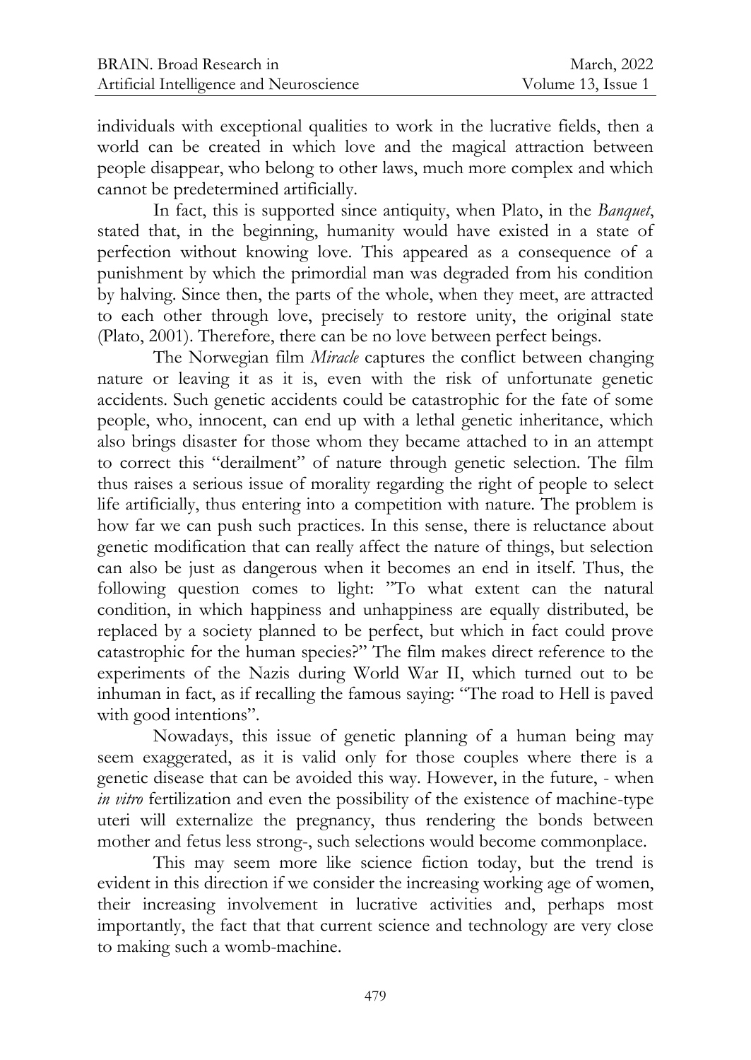individuals with exceptional qualities to work in the lucrative fields, then a world can be created in which love and the magical attraction between people disappear, who belong to other laws, much more complex and which cannot be predetermined artificially.

In fact, this is supported since antiquity, when Plato, in the *Banquet*, stated that, in the beginning, humanity would have existed in a state of perfection without knowing love. This appeared as a consequence of a punishment by which the primordial man was degraded from his condition by halving. Since then, the parts of the whole, when they meet, are attracted to each other through love, precisely to restore unity, the original state (Plato, 2001). Therefore, there can be no love between perfect beings.

The Norwegian film *Miracle* captures the conflict between changing nature or leaving it as it is, even with the risk of unfortunate genetic accidents. Such genetic accidents could be catastrophic for the fate of some people, who, innocent, can end up with a lethal genetic inheritance, which also brings disaster for those whom they became attached to in an attempt to correct this "derailment" of nature through genetic selection. The film thus raises a serious issue of morality regarding the right of people to select life artificially, thus entering into a competition with nature. The problem is how far we can push such practices. In this sense, there is reluctance about genetic modification that can really affect the nature of things, but selection can also be just as dangerous when it becomes an end in itself. Thus, the following question comes to light: "To what extent can the natural condition, in which happiness and unhappiness are equally distributed, be replaced by a society planned to be perfect, but which in fact could prove catastrophic for the human species?" The film makes direct reference to the experiments of the Nazis during World War II, which turned out to be inhuman in fact, as if recalling the famous saying: "The road to Hell is paved with good intentions".

Nowadays, this issue of genetic planning of a human being may seem exaggerated, as it is valid only for those couples where there is a genetic disease that can be avoided this way. However, in the future, - when *in vitro* fertilization and even the possibility of the existence of machine-type uteri will externalize the pregnancy, thus rendering the bonds between mother and fetus less strong-, such selections would become commonplace.

This may seem more like science fiction today, but the trend is evident in this direction if we consider the increasing working age of women, their increasing involvement in lucrative activities and, perhaps most importantly, the fact that that current science and technology are very close to making such a womb-machine.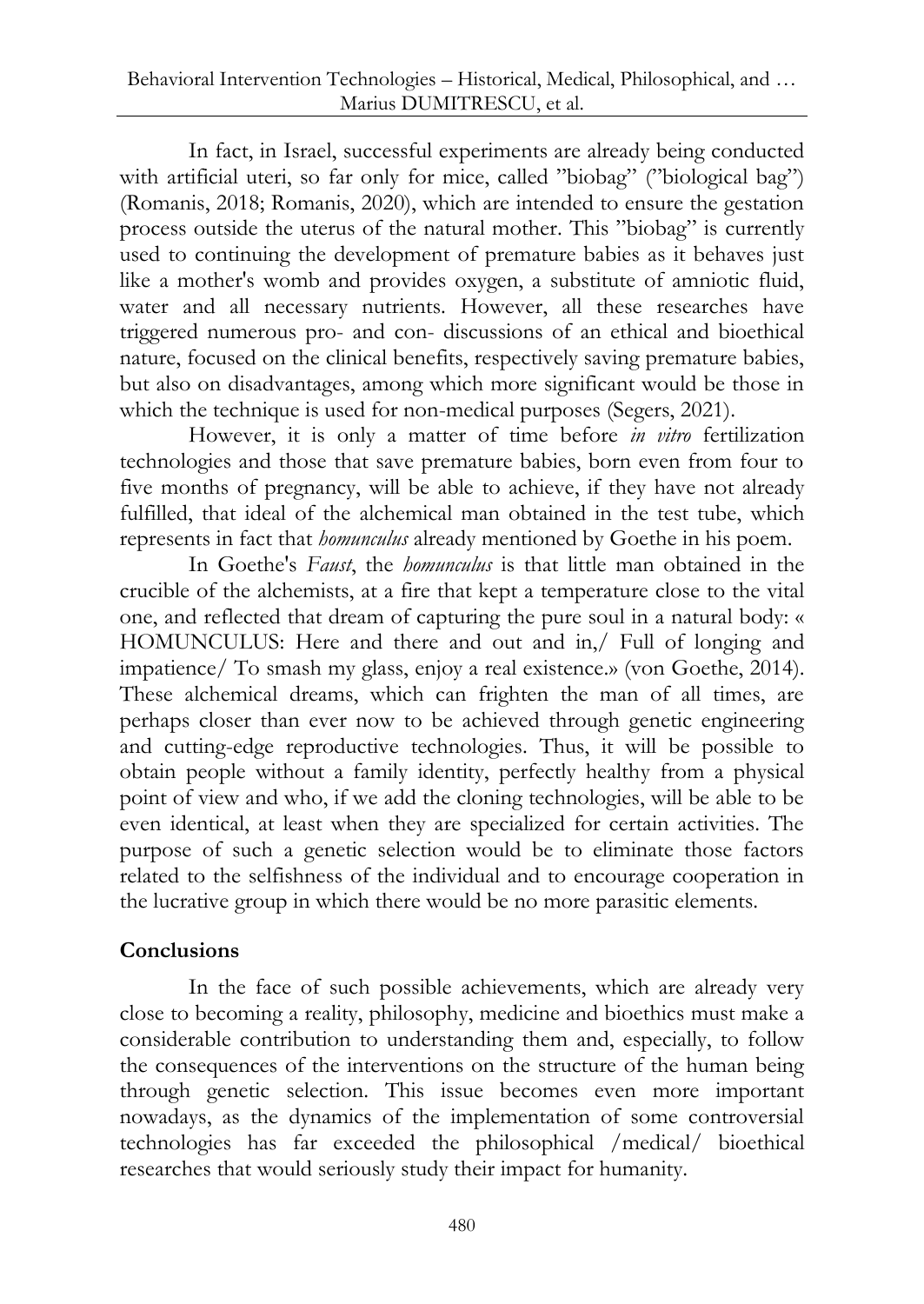In fact, in Israel, successful experiments are already being conducted with artificial uteri, so far only for mice, called ”biobag” (”biological bag”) (Romanis, 2018; Romanis, 2020), which are intended to ensure the gestation process outside the uterus of the natural mother. This ”biobag” is currently used to continuing the development of premature babies as it behaves just like a mother's womb and provides oxygen, a substitute of amniotic fluid, water and all necessary nutrients. However, all these researches have triggered numerous pro- and con- discussions of an ethical and bioethical nature, focused on the clinical benefits, respectively saving premature babies, but also on disadvantages, among which more significant would be those in which the technique is used for non-medical purposes (Segers, 2021).

However, it is only a matter of time before *in vitro* fertilization technologies and those that save premature babies, born even from four to five months of pregnancy, will be able to achieve, if they have not already fulfilled, that ideal of the alchemical man obtained in the test tube, which represents in fact that *homunculus* already mentioned by Goethe in his poem.

In Goethe's *Faust*, the *homunculus* is that little man obtained in the crucible of the alchemists, at a fire that kept a temperature close to the vital one, and reflected that dream of capturing the pure soul in a natural body: « HOMUNCULUS: Here and there and out and in,/ Full of longing and impatience/ To smash my glass, enjoy a real existence.» (von Goethe, 2014). These alchemical dreams, which can frighten the man of all times, are perhaps closer than ever now to be achieved through genetic engineering and cutting-edge reproductive technologies. Thus, it will be possible to obtain people without a family identity, perfectly healthy from a physical point of view and who, if we add the cloning technologies, will be able to be even identical, at least when they are specialized for certain activities. The purpose of such a genetic selection would be to eliminate those factors related to the selfishness of the individual and to encourage cooperation in the lucrative group in which there would be no more parasitic elements.

## Conclusions

In the face of such possible achievements, which are already very close to becoming a reality, philosophy, medicine and bioethics must make a considerable contribution to understanding them and, especially, to follow the consequences of the interventions on the structure of the human being through genetic selection. This issue becomes even more important nowadays, as the dynamics of the implementation of some controversial technologies has far exceeded the philosophical /medical/ bioethical researches that would seriously study their impact for humanity.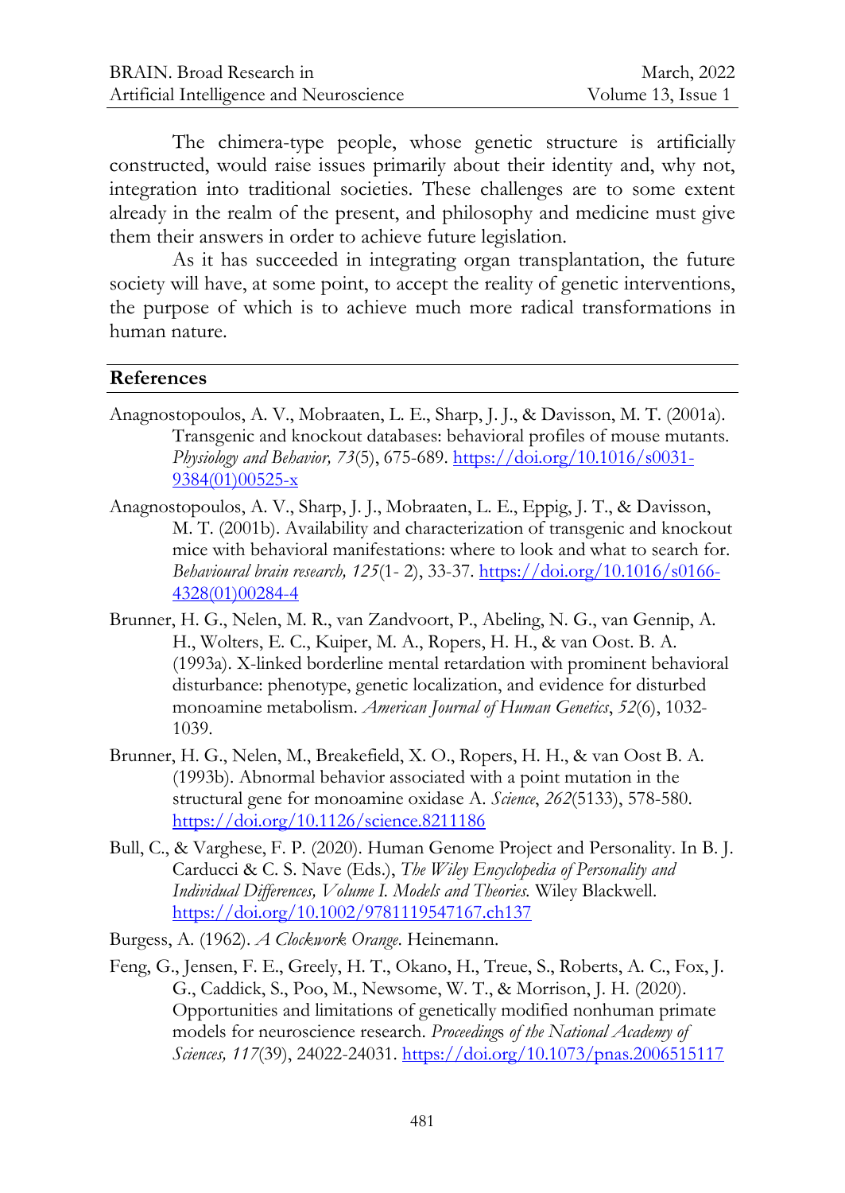The chimera-type people, whose genetic structure is artificially constructed, would raise issues primarily about their identity and, why not, integration into traditional societies. These challenges are to some extent already in the realm of the present, and philosophy and medicine must give them their answers in order to achieve future legislation.

As it has succeeded in integrating organ transplantation, the future society will have, at some point, to accept the reality of genetic interventions, the purpose of which is to achieve much more radical transformations in human nature.

## References

Anagnostopoulos, A. V., Mobraaten, L. E., Sharp, J. J., & Davisson, M. T. (2001a). Transgenic and knockout databases: behavioral profiles of mouse mutants. *Physiology and Behavior, 73*(5), 675-689. https://doi.org/10.1016/s0031-9384(01)00525-x

Anagnostopoulos, A. V., Sharp, J. J., Mobraaten, L. E., Eppig, J. T., & Davisson, M. T. (2001b). Availability and characterization of transgenic and knockout mice with behavioral manifestations: where to look and what to search for. *Behavioural brain research, 125*(1- 2), 33-37. https://doi.org/10.1016/s0166-4328(01)00284-4

Brunner, H. G., Nelen, M. R., van Zandvoort, P., Abeling, N. G., van Gennip, A. H., Wolters, E. C., Kuiper, M. A., Ropers, H. H., & van Oost. B. A. (1993a). X-linked borderline mental retardation with prominent behavioral disturbance: phenotype, genetic localization, and evidence for disturbed monoamine metabolism. *American Journal of Human Genetics*, *52*(6), 1032-1039.

Brunner, H. G., Nelen, M., Breakefield, X. O., Ropers, H. H., & van Oost B. A. (1993b). Abnormal behavior associated with a point mutation in the structural gene for monoamine oxidase A. *Science*, *262*(5133), 578-580. https://doi.org/10.1126/science.8211186

Bull, C., & Varghese, F. P. (2020). Human Genome Project and Personality. In B. J. Carducci & C. S. Nave (Eds.), *The Wiley Encyclopedia of Personality and Individual Differences, Volume I. Models and Theories.* Wiley Blackwell. https://doi.org/10.1002/9781119547167.ch137

Burgess, A. (1962). *A Clockwork Orange.* Heinemann.

Feng, G., Jensen, F. E., Greely, H. T., Okano, H., Treue, S., Roberts, A. C., Fox, J. G., Caddick, S., Poo, M., Newsome, W. T., & Morrison, J. H. (2020). Opportunities and limitations of genetically modified nonhuman primate models for neuroscience research. *Proceedings of the National Academy of Sciences, 117*(39), 24022-24031. https://doi.org/10.1073/pnas.2006515117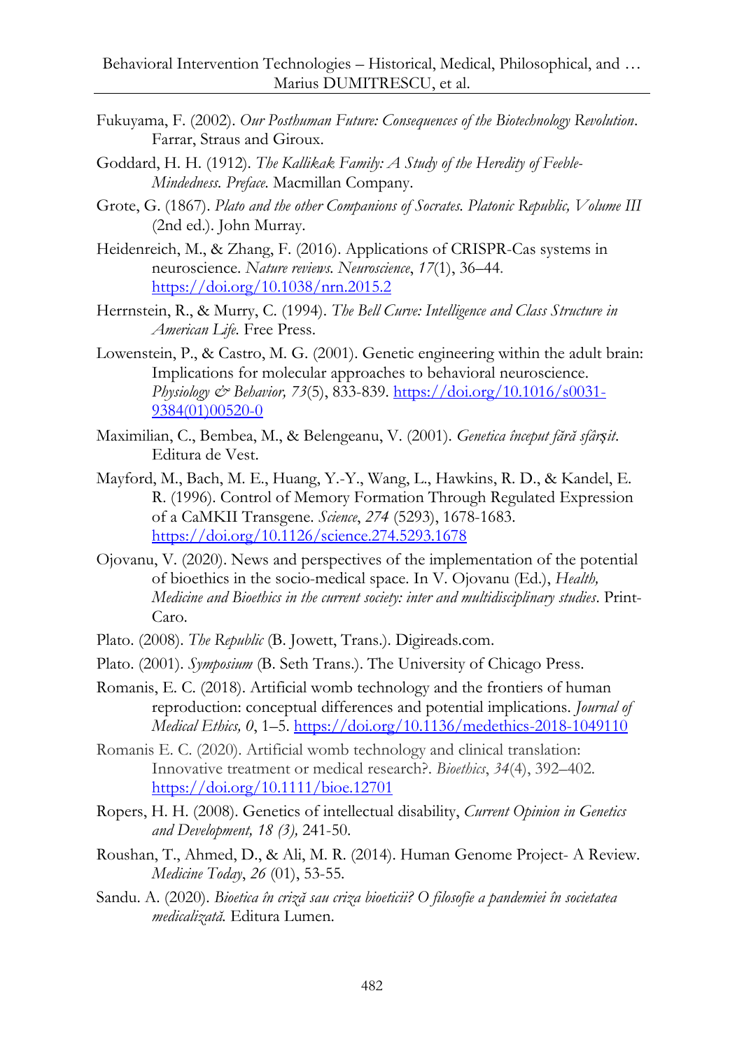Fukuyama, F. (2002). *Our Posthuman Future: Consequences of the Biotechnology Revolution*. Farrar, Straus and Giroux.

Goddard, H. H. (1912). *The Kallikak Family: A Study of the Heredity of Feeble-Mindedness. Preface.* Macmillan Company.

Grote, G. (1867). *Plato and the other Companions of Socrates. Platonic Republic, Volume III* (2nd ed.). John Murray.

Heidenreich, M., & Zhang, F. (2016). Applications of CRISPR-Cas systems in neuroscience. *Nature reviews. Neuroscience*, *17*(1), 36–44. https://doi.org/10.1038/nrn.2015.2

Herrnstein, R., & Murry, C. (1994). *The Bell Curve: Intelligence and Class Structure in American Life.* Free Press.

Lowenstein, P., & Castro, M. G. (2001). Genetic engineering within the adult brain: Implications for molecular approaches to behavioral neuroscience. *Physiology & Behavior, 73*(5), 833-839. https://doi.org/10.1016/s0031-9384(01)00520-0

Maximilian, C., Bembea, M., & Belengeanu, V. (2001). *Genetica început fără sfârșit*. Editura de Vest.

Mayford, M., Bach, M. E., Huang, Y.-Y., Wang, L., Hawkins, R. D., & Kandel, E. R. (1996). Control of Memory Formation Through Regulated Expression of a CaMKII Transgene. *Science*, *274* (5293), 1678-1683. https://doi.org/10.1126/science.274.5293.1678

Ojovanu, V. (2020). News and perspectives of the implementation of the potential of bioethics in the socio-medical space. In V. Ojovanu (Ed.), *Health, Medicine and Bioethics in the current society: inter and multidisciplinary studies*. Print-Caro.

Plato. (2008). *The Republic* (B. Jowett, Trans.). Digireads.com.

Plato. (2001). *Symposium* (B. Seth Trans.). The University of Chicago Press.

Romanis, E. C. (2018). Artificial womb technology and the frontiers of human reproduction: conceptual differences and potential implications. *Journal of Medical Ethics, 0*, 1–5. https://doi.org/10.1136/medethics-2018-1049110

Romanis E. C. (2020). Artificial womb technology and clinical translation: Innovative treatment or medical research?. *Bioethics*, *34*(4), 392–402. https://doi.org/10.1111/bioe.12701

Ropers, H. H. (2008). Genetics of intellectual disability, *Current Opinion in Genetics and Development, 18 (3),* 241-50.

Roushan, T., Ahmed, D., & Ali, M. R. (2014). Human Genome Project- A Review. *Medicine Today*, *26* (01), 53-55.

Sandu. A. (2020). *Bioetica în criză sau criza bioeticii? O filosofie a pandemiei în societatea medicalizată.* Editura Lumen.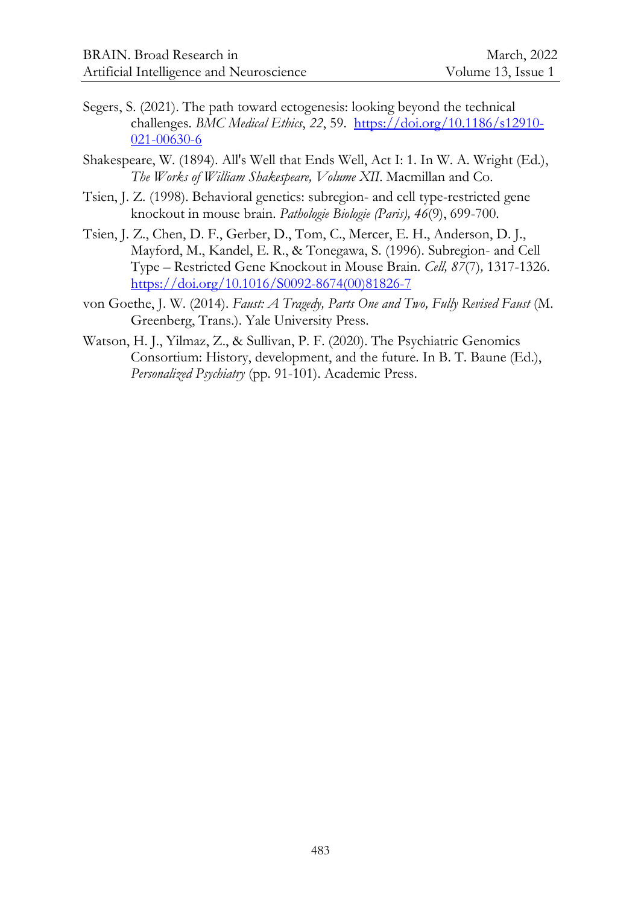Segers, S. (2021). The path toward ectogenesis: looking beyond the technical challenges. *BMC Medical Ethics*, *22*, 59. https://doi.org/10.1186/s12910-021-00630-6

Shakespeare, W. (1894). All's Well that Ends Well, Act I: 1. In W. A. Wright (Ed.), *The Works of William Shakespeare, Volume XII*. Macmillan and Co.

Tsien, J. Z. (1998). Behavioral genetics: subregion- and cell type-restricted gene knockout in mouse brain. *Pathologie Biologie (Paris), 46*(9), 699-700.

Tsien, J. Z., Chen, D. F., Gerber, D., Tom, C., Mercer, E. H., Anderson, D. J., Mayford, M., Kandel, E. R., & Tonegawa, S. (1996). Subregion- and Cell Type – Restricted Gene Knockout in Mouse Brain. *Cell, 87*(7)*,* 1317-1326. https://doi.org/10.1016/S0092-8674(00)81826-7

von Goethe, J. W. (2014). *Faust: A Tragedy, Parts One and Two, Fully Revised Faust* (M. Greenberg, Trans.). Yale University Press.

Watson, H. J., Yilmaz, Z., & Sullivan, P. F. (2020). The Psychiatric Genomics Consortium: History, development, and the future. In B. T. Baune (Ed.), *Personalized Psychiatry* (pp. 91-101). Academic Press.